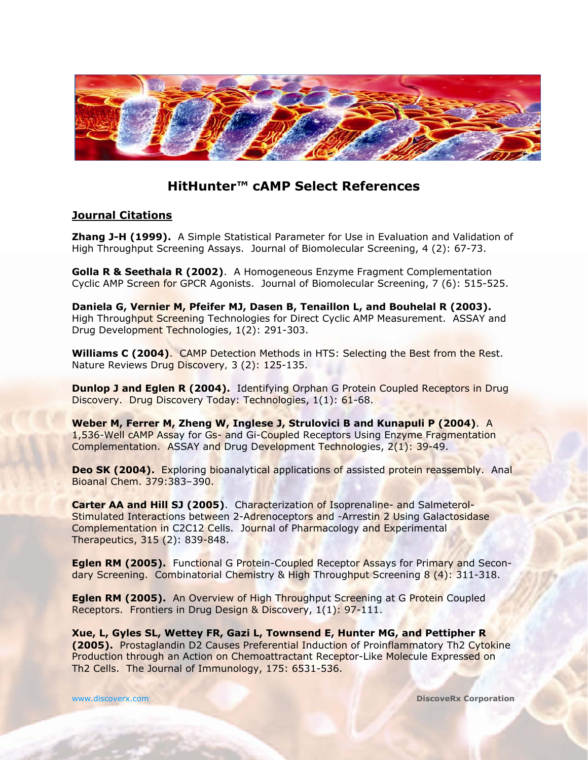# HitHunter™ cAMP Select References

## Journal Citations

**Zhang J-H (1999).** A Simple Statistical Parameter for Use in Evaluation and Validation of High Throughput Screening Assays. Journal of Biomolecular Screening, 4 (2): 67-73.

**Golla R & Seethala R (2002)**. A Homogeneous Enzyme Fragment Complementation Cyclic AMP Screen for GPCR Agonists. Journal of Biomolecular Screening, 7 (6): 515-525.

**Daniela G, Vernier M, Pfeifer MJ, Dasen B, Tenaillon L, and Bouhelal R (2003).** High Throughput Screening Technologies for Direct Cyclic AMP Measurement. ASSAY and Drug Development Technologies, 1(2): 291-303.

**Williams C (2004)**. CAMP Detection Methods in HTS: Selecting the Best from the Rest. Nature Reviews Drug Discovery, 3 (2): 125-135.

**Dunlop J and Eglen R (2004).** Identifying Orphan G Protein Coupled Receptors in Drug Discovery. Drug Discovery Today: Technologies, 1(1): 61-68.

**Weber M, Ferrer M, Zheng W, Inglese J, Strulovici B and Kunapuli P (2004)**. A 1,536-Well cAMP Assay for Gs- and Gi-Coupled Receptors Using Enzyme Fragmentation Complementation. ASSAY and Drug Development Technologies, 2(1): 39-49.

**Deo SK (2004).** Exploring bioanalytical applications of assisted protein reassembly. Anal Bioanal Chem. 379:383–390.

**Carter AA and Hill SJ (2005)**. Characterization of Isoprenaline- and Salmeterol-Stimulated Interactions between 2-Adrenoceptors and -Arrestin 2 Using Galactosidase Complementation in C2C12 Cells. Journal of Pharmacology and Experimental Therapeutics, 315 (2): 839-848.

**Eglen RM (2005).** Functional G Protein-Coupled Receptor Assays for Primary and Secondary Screening. Combinatorial Chemistry & High Throughput Screening 8 (4): 311-318.

**Eglen RM (2005).** An Overview of High Throughput Screening at G Protein Coupled Receptors. Frontiers in Drug Design & Discovery, 1(1): 97-111.

**Xue, L, Gyles SL, Wettey FR, Gazi L, Townsend E, Hunter MG, and Pettipher R (2005).** Prostaglandin D2 Causes Preferential Induction of Proinflammatory Th2 Cytokine Production through an Action on Chemoattractant Receptor-Like Molecule Expressed on Th2 Cells. The Journal of Immunology, 175: 6531-536.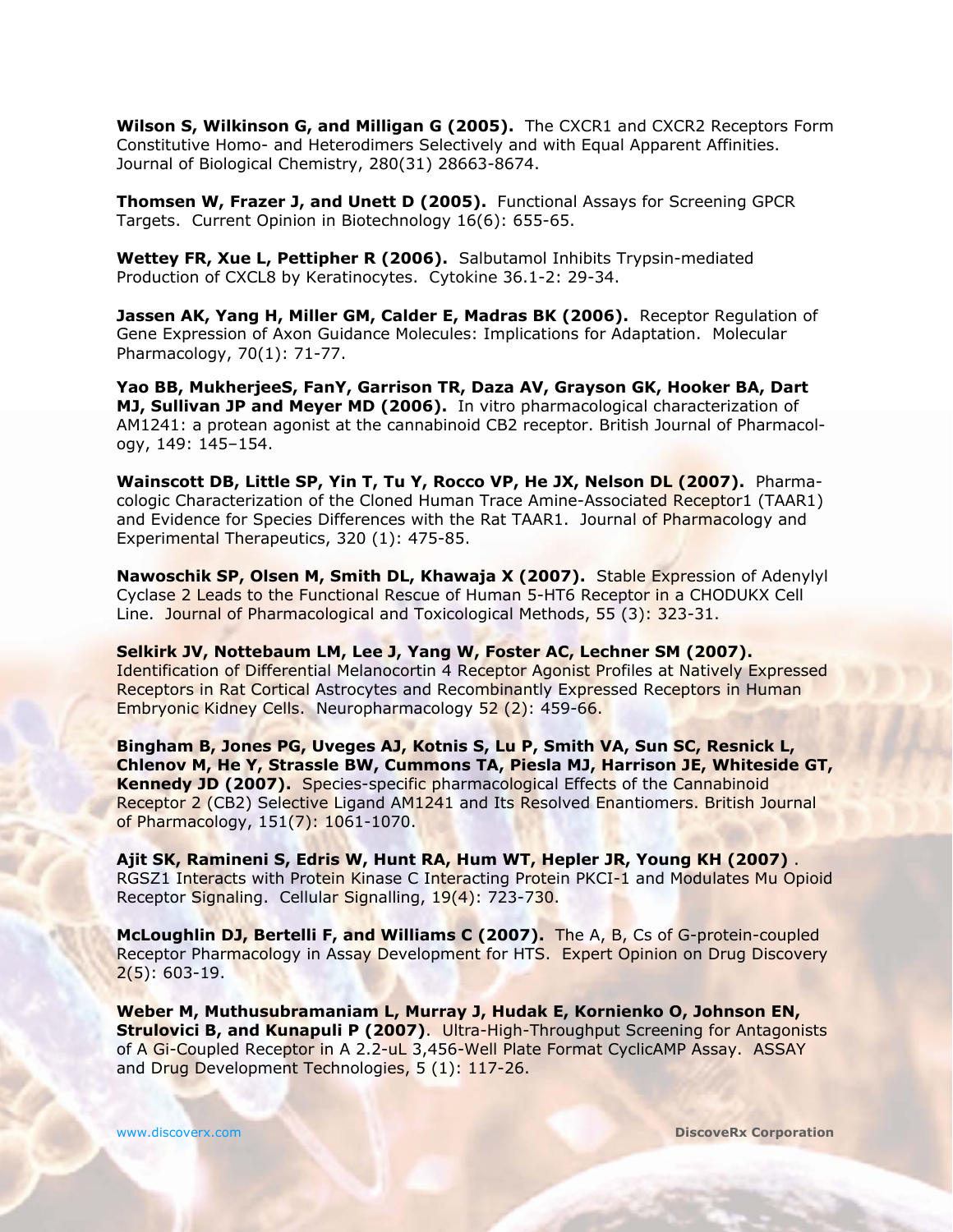**Wilson S, Wilkinson G, and Milligan G (2005).** The CXCR1 and CXCR2 Receptors Form Constitutive Homo- and Heterodimers Selectively and with Equal Apparent Affinities. Journal of Biological Chemistry, 280(31) 28663-8674.

**Thomsen W, Frazer J, and Unett D (2005).** Functional Assays for Screening GPCR Targets. Current Opinion in Biotechnology 16(6): 655-65.

**Wettey FR, Xue L, Pettipher R (2006).** Salbutamol Inhibits Trypsin-mediated Production of CXCL8 by Keratinocytes. Cytokine 36.1-2: 29-34.

**Jassen AK, Yang H, Miller GM, Calder E, Madras BK (2006).** Receptor Regulation of Gene Expression of Axon Guidance Molecules: Implications for Adaptation. Molecular Pharmacology, 70(1): 71-77.

**Yao BB, MukherjeeS, FanY, Garrison TR, Daza AV, Grayson GK, Hooker BA, Dart MJ, Sullivan JP and Meyer MD (2006).** In vitro pharmacological characterization of AM1241: a protean agonist at the cannabinoid CB2 receptor. British Journal of Pharmacology, 149: 145–154.

**Wainscott DB, Little SP, Yin T, Tu Y, Rocco VP, He JX, Nelson DL (2007).** Pharmacologic Characterization of the Cloned Human Trace Amine-Associated Receptor1 (TAAR1) and Evidence for Species Differences with the Rat TAAR1. Journal of Pharmacology and Experimental Therapeutics, 320 (1): 475-85.

**Nawoschik SP, Olsen M, Smith DL, Khawaja X (2007).** Stable Expression of Adenylyl Cyclase 2 Leads to the Functional Rescue of Human 5-HT6 Receptor in a CHODUKX Cell Line. Journal of Pharmacological and Toxicological Methods, 55 (3): 323-31.

**Selkirk JV, Nottebaum LM, Lee J, Yang W, Foster AC, Lechner SM (2007).** Identification of Differential Melanocortin 4 Receptor Agonist Profiles at Natively Expressed Receptors in Rat Cortical Astrocytes and Recombinantly Expressed Receptors in Human Embryonic Kidney Cells. Neuropharmacology 52 (2): 459-66.

**Bingham B, Jones PG, Uveges AJ, Kotnis S, Lu P, Smith VA, Sun SC, Resnick L, Chlenov M, He Y, Strassle BW, Cummons TA, Piesla MJ, Harrison JE, Whiteside GT, Kennedy JD (2007).** Species-specific pharmacological Effects of the Cannabinoid Receptor 2 (CB2) Selective Ligand AM1241 and Its Resolved Enantiomers. British Journal of Pharmacology, 151(7): 1061-1070.

**Ajit SK, Ramineni S, Edris W, Hunt RA, Hum WT, Hepler JR, Young KH (2007)**. RGSZ1 Interacts with Protein Kinase C Interacting Protein PKCI-1 and Modulates Mu Opioid Receptor Signaling. Cellular Signalling, 19(4): 723-730.

**McLoughlin DJ, Bertelli F, and Williams C (2007).** The A, B, Cs of G-protein-coupled Receptor Pharmacology in Assay Development for HTS. Expert Opinion on Drug Discovery 2(5): 603-19.

**Weber M, Muthusubramaniam L, Murray J, Hudak E, Kornienko O, Johnson EN, Strulovici B, and Kunapuli P (2007)**. Ultra-High-Throughput Screening for Antagonists of A Gi-Coupled Receptor in A 2.2-uL 3,456-Well Plate Format CyclicAMP Assay. ASSAY and Drug Development Technologies, 5 (1): 117-26.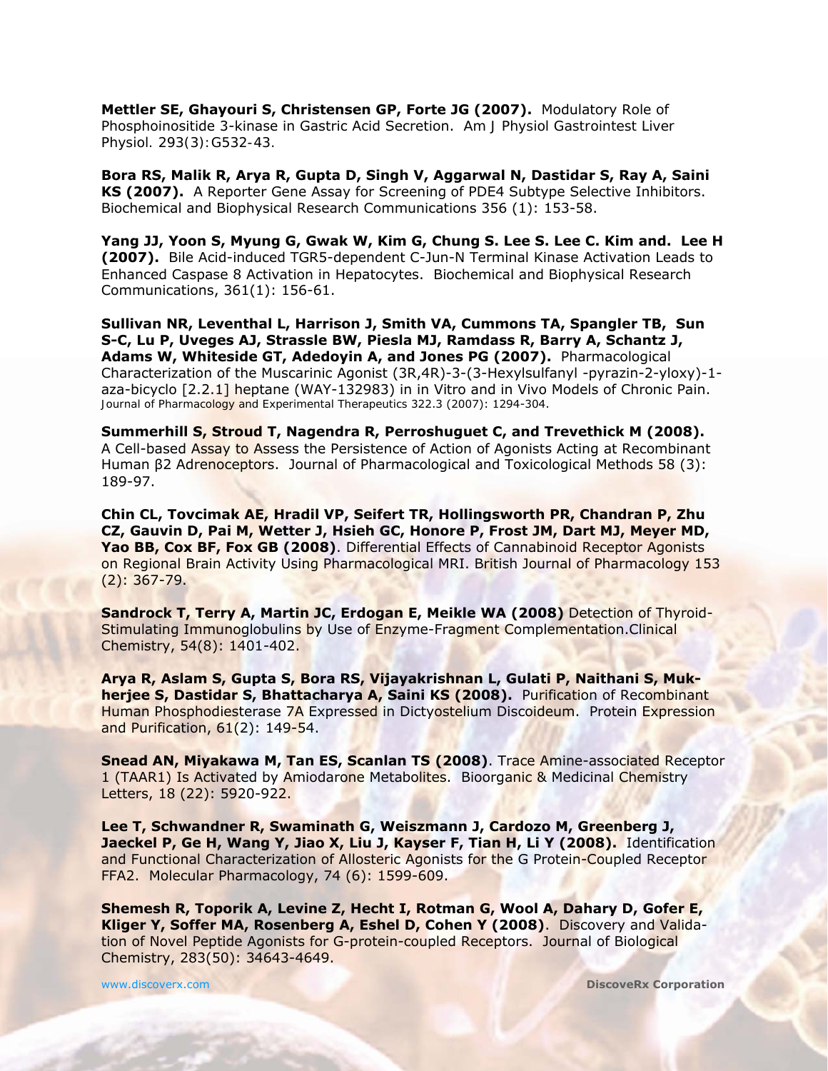**Mettler SE, Ghayouri S, Christensen GP, Forte JG (2007).** Modulatory Role of Phosphoinositide 3-kinase in Gastric Acid Secretion. Am J Physiol Gastrointest Liver Physiol. 293(3):G532-43.

**Bora RS, Malik R, Arya R, Gupta D, Singh V, Aggarwal N, Dastidar S, Ray A, Saini KS (2007).** A Reporter Gene Assay for Screening of PDE4 Subtype Selective Inhibitors. Biochemical and Biophysical Research Communications 356 (1): 153-58.

**Yang JJ, Yoon S, Myung G, Gwak W, Kim G, Chung S. Lee S. Lee C. Kim and. Lee H (2007).** Bile Acid-induced TGR5-dependent C-Jun-N Terminal Kinase Activation Leads to Enhanced Caspase 8 Activation in Hepatocytes. Biochemical and Biophysical Research Communications, 361(1): 156-61.

**Sullivan NR, Leventhal L, Harrison J, Smith VA, Cummons TA, Spangler TB, Sun S-C, Lu P, Uveges AJ, Strassle BW, Piesla MJ, Ramdass R, Barry A, Schantz J, Adams W, Whiteside GT, Adedoyin A, and Jones PG (2007).** Pharmacological Characterization of the Muscarinic Agonist (3R,4R)-3-(3-Hexylsulfanyl -pyrazin-2-yloxy)-1-aza-bicyclo [2.2.1] heptane (WAY-132983) in in Vitro and in Vivo Models of Chronic Pain. Journal of Pharmacology and Experimental Therapeutics 322.3 (2007): 1294-304.

**Summerhill S, Stroud T, Nagendra R, Perroshuguet C, and Trevethick M (2008).** A Cell-based Assay to Assess the Persistence of Action of Agonists Acting at Recombinant Human β2 Adrenoceptors. Journal of Pharmacological and Toxicological Methods 58 (3): 189-97.

**Chin CL, Tovcimak AE, Hradil VP, Seifert TR, Hollingsworth PR, Chandran P, Zhu CZ, Gauvin D, Pai M, Wetter J, Hsieh GC, Honore P, Frost JM, Dart MJ, Meyer MD, Yao BB, Cox BF, Fox GB (2008)**. Differential Effects of Cannabinoid Receptor Agonists on Regional Brain Activity Using Pharmacological MRI. British Journal of Pharmacology 153 (2): 367-79.

**Sandrock T, Terry A, Martin JC, Erdogan E, Meikle WA (2008)** Detection of Thyroid-Stimulating Immunoglobulins by Use of Enzyme-Fragment Complementation.Clinical Chemistry, 54(8): 1401-402.

**Arya R, Aslam S, Gupta S, Bora RS, Vijayakrishnan L, Gulati P, Naithani S, Mukherjee S, Dastidar S, Bhattacharya A, Saini KS (2008).** Purification of Recombinant Human Phosphodiesterase 7A Expressed in Dictyostelium Discoideum. Protein Expression and Purification, 61(2): 149-54.

**Snead AN, Miyakawa M, Tan ES, Scanlan TS (2008)**. Trace Amine-associated Receptor 1 (TAAR1) Is Activated by Amiodarone Metabolites. Bioorganic & Medicinal Chemistry Letters, 18 (22): 5920-922.

**Lee T, Schwandner R, Swaminath G, Weiszmann J, Cardozo M, Greenberg J, Jaeckel P, Ge H, Wang Y, Jiao X, Liu J, Kayser F, Tian H, Li Y (2008).** Identification and Functional Characterization of Allosteric Agonists for the G Protein-Coupled Receptor FFA2. Molecular Pharmacology, 74 (6): 1599-609.

**Shemesh R, Toporik A, Levine Z, Hecht I, Rotman G, Wool A, Dahary D, Gofer E, Kliger Y, Soffer MA, Rosenberg A, Eshel D, Cohen Y (2008)**. Discovery and Validation of Novel Peptide Agonists for G-protein-coupled Receptors. Journal of Biological Chemistry, 283(50): 34643-4649.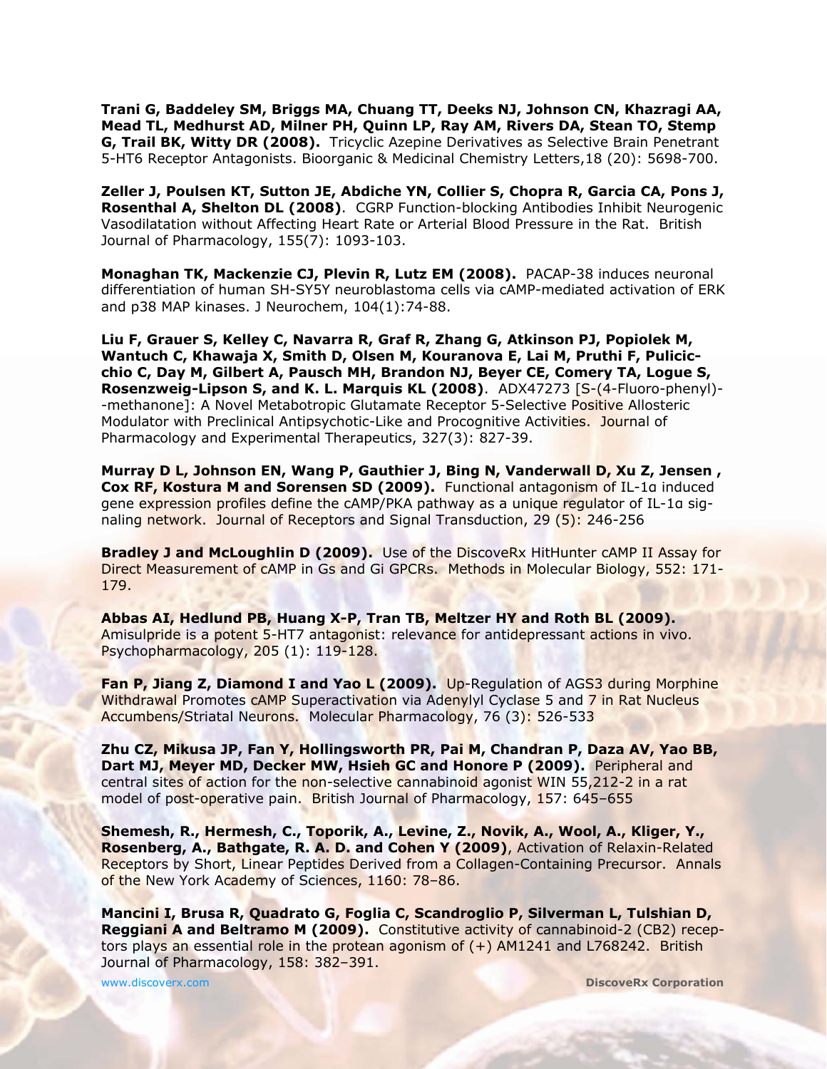**Trani G, Baddeley SM, Briggs MA, Chuang TT, Deeks NJ, Johnson CN, Khazragi AA, Mead TL, Medhurst AD, Milner PH, Quinn LP, Ray AM, Rivers DA, Stean TO, Stemp G, Trail BK, Witty DR (2008).** Tricyclic Azepine Derivatives as Selective Brain Penetrant 5-HT6 Receptor Antagonists. Bioorganic & Medicinal Chemistry Letters,18 (20): 5698-700.

**Zeller J, Poulsen KT, Sutton JE, Abdiche YN, Collier S, Chopra R, Garcia CA, Pons J, Rosenthal A, Shelton DL (2008)**. CGRP Function-blocking Antibodies Inhibit Neurogenic Vasodilatation without Affecting Heart Rate or Arterial Blood Pressure in the Rat. British Journal of Pharmacology, 155(7): 1093-103.

**Monaghan TK, Mackenzie CJ, Plevin R, Lutz EM (2008).** PACAP-38 induces neuronal differentiation of human SH-SY5Y neuroblastoma cells via cAMP-mediated activation of ERK and p38 MAP kinases. J Neurochem, 104(1):74-88.

**Liu F, Grauer S, Kelley C, Navarra R, Graf R, Zhang G, Atkinson PJ, Popiolek M, Wantuch C, Khawaja X, Smith D, Olsen M, Kouranova E, Lai M, Pruthi F, Pulicicchio C, Day M, Gilbert A, Pausch MH, Brandon NJ, Beyer CE, Comery TA, Logue S, Rosenzweig-Lipson S, and K. L. Marquis KL (2008)**. ADX47273 [S-(4-Fluoro-phenyl)--methanone]: A Novel Metabotropic Glutamate Receptor 5-Selective Positive Allosteric Modulator with Preclinical Antipsychotic-Like and Procognitive Activities. Journal of Pharmacology and Experimental Therapeutics, 327(3): 827-39.

**Murray D L, Johnson EN, Wang P, Gauthier J, Bing N, Vanderwall D, Xu Z, Jensen , Cox RF, Kostura M and Sorensen SD (2009).** Functional antagonism of IL-1α induced gene expression profiles define the cAMP/PKA pathway as a unique regulator of IL-1α signaling network. Journal of Receptors and Signal Transduction, 29 (5): 246-256

**Bradley J and McLoughlin D (2009).** Use of the DiscoveRx HitHunter cAMP II Assay for Direct Measurement of cAMP in Gs and Gi GPCRs. Methods in Molecular Biology, 552: 171-179.

**Abbas AI, Hedlund PB, Huang X-P, Tran TB, Meltzer HY and Roth BL (2009).** Amisulpride is a potent 5-HT7 antagonist: relevance for antidepressant actions in vivo. Psychopharmacology, 205 (1): 119-128.

**Fan P, Jiang Z, Diamond I and Yao L (2009).** Up-Regulation of AGS3 during Morphine Withdrawal Promotes cAMP Superactivation via Adenylyl Cyclase 5 and 7 in Rat Nucleus Accumbens/Striatal Neurons. Molecular Pharmacology, 76 (3): 526-533

**Zhu CZ, Mikusa JP, Fan Y, Hollingsworth PR, Pai M, Chandran P, Daza AV, Yao BB, Dart MJ, Meyer MD, Decker MW, Hsieh GC and Honore P (2009).** Peripheral and central sites of action for the non-selective cannabinoid agonist WIN 55,212-2 in a rat model of post-operative pain. British Journal of Pharmacology, 157: 645–655

**Shemesh, R., Hermesh, C., Toporik, A., Levine, Z., Novik, A., Wool, A., Kliger, Y., Rosenberg, A., Bathgate, R. A. D. and Cohen Y (2009)**, Activation of Relaxin-Related Receptors by Short, Linear Peptides Derived from a Collagen-Containing Precursor. Annals of the New York Academy of Sciences, 1160: 78–86.

**Mancini I, Brusa R, Quadrato G, Foglia C, Scandroglio P, Silverman L, Tulshian D, Reggiani A and Beltramo M (2009).** Constitutive activity of cannabinoid-2 (CB2) receptors plays an essential role in the protean agonism of (+) AM1241 and L768242. British Journal of Pharmacology, 158: 382–391.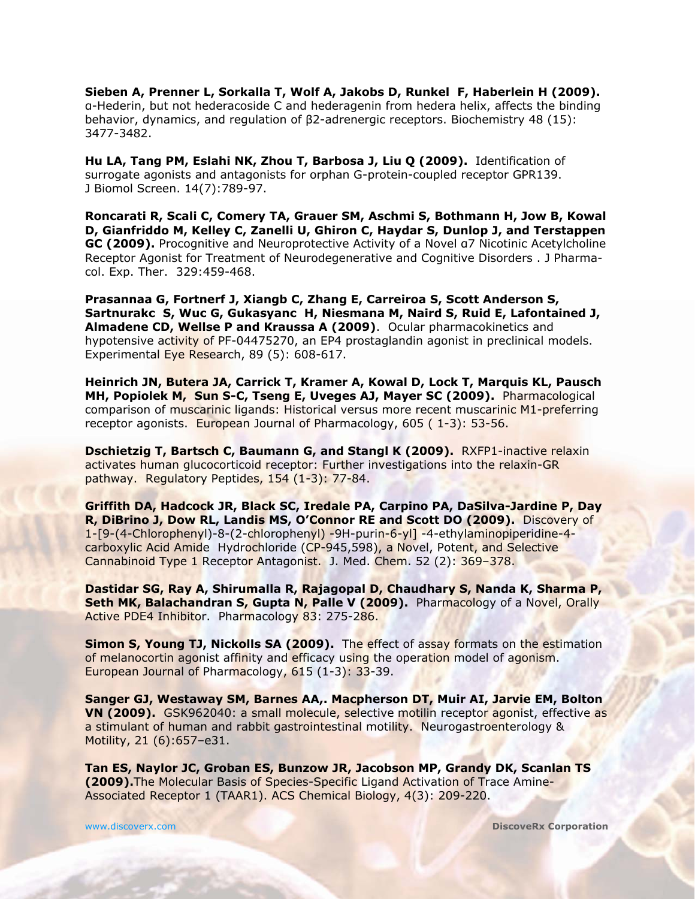**Sieben A, Prenner L, Sorkalla T, Wolf A, Jakobs D, Runkel F, Haberlein H (2009).** α-Hederin, but not hederacoside C and hederagenin from hedera helix, affects the binding behavior, dynamics, and regulation of β2-adrenergic receptors. Biochemistry 48 (15): 3477-3482.

**Hu LA, Tang PM, Eslahi NK, Zhou T, Barbosa J, Liu Q (2009).** Identification of surrogate agonists and antagonists for orphan G-protein-coupled receptor GPR139. J Biomol Screen. 14(7):789-97.

**Roncarati R, Scali C, Comery TA, Grauer SM, Aschmi S, Bothmann H, Jow B, Kowal D, Gianfriddo M, Kelley C, Zanelli U, Ghiron C, Haydar S, Dunlop J, and Terstappen GC (2009).** Procognitive and Neuroprotective Activity of a Novel α7 Nicotinic Acetylcholine Receptor Agonist for Treatment of Neurodegenerative and Cognitive Disorders . J Pharmacol. Exp. Ther. 329:459-468.

**Prasannaa G, Fortnerf J, Xiangb C, Zhang E, Carreiroa S, Scott Anderson S, Sartnurakc S, Wuc G, Gukasyanc H, Niesmana M, Naird S, Ruid E, Lafontained J, Almadene CD, Wellse P and Kraussa A (2009)**. Ocular pharmacokinetics and hypotensive activity of PF-04475270, an EP4 prostaglandin agonist in preclinical models. Experimental Eye Research, 89 (5): 608-617.

**Heinrich JN, Butera JA, Carrick T, Kramer A, Kowal D, Lock T, Marquis KL, Pausch MH, Popiolek M, Sun S-C, Tseng E, Uveges AJ, Mayer SC (2009).** Pharmacological comparison of muscarinic ligands: Historical versus more recent muscarinic M1-preferring receptor agonists. European Journal of Pharmacology, 605 ( 1-3): 53-56.

**Dschietzig T, Bartsch C, Baumann G, and Stangl K (2009).** RXFP1-inactive relaxin activates human glucocorticoid receptor: Further investigations into the relaxin-GR pathway. Regulatory Peptides, 154 (1-3): 77-84.

**Griffith DA, Hadcock JR, Black SC, Iredale PA, Carpino PA, DaSilva-Jardine P, Day R, DiBrino J, Dow RL, Landis MS, O'Connor RE and Scott DO (2009).** Discovery of 1-[9-(4-Chlorophenyl)-8-(2-chlorophenyl) -9H-purin-6-yl] -4-ethylaminopiperidine-4-carboxylic Acid Amide Hydrochloride (CP-945,598), a Novel, Potent, and Selective Cannabinoid Type 1 Receptor Antagonist. J. Med. Chem. 52 (2): 369–378.

**Dastidar SG, Ray A, Shirumalla R, Rajagopal D, Chaudhary S, Nanda K, Sharma P, Seth MK, Balachandran S, Gupta N, Palle V (2009).** Pharmacology of a Novel, Orally Active PDE4 Inhibitor. Pharmacology 83: 275-286.

**Simon S, Young TJ, Nickolls SA (2009).** The effect of assay formats on the estimation of melanocortin agonist affinity and efficacy using the operation model of agonism. European Journal of Pharmacology, 615 (1-3): 33-39.

**Sanger GJ, Westaway SM, Barnes AA,. Macpherson DT, Muir AI, Jarvie EM, Bolton VN (2009).** GSK962040: a small molecule, selective motilin receptor agonist, effective as a stimulant of human and rabbit gastrointestinal motility. Neurogastroenterology & Motility, 21 (6):657–e31.

**Tan ES, Naylor JC, Groban ES, Bunzow JR, Jacobson MP, Grandy DK, Scanlan TS (2009).** The Molecular Basis of Species-Specific Ligand Activation of Trace Amine-Associated Receptor 1 (TAAR1). ACS Chemical Biology, 4(3): 209-220.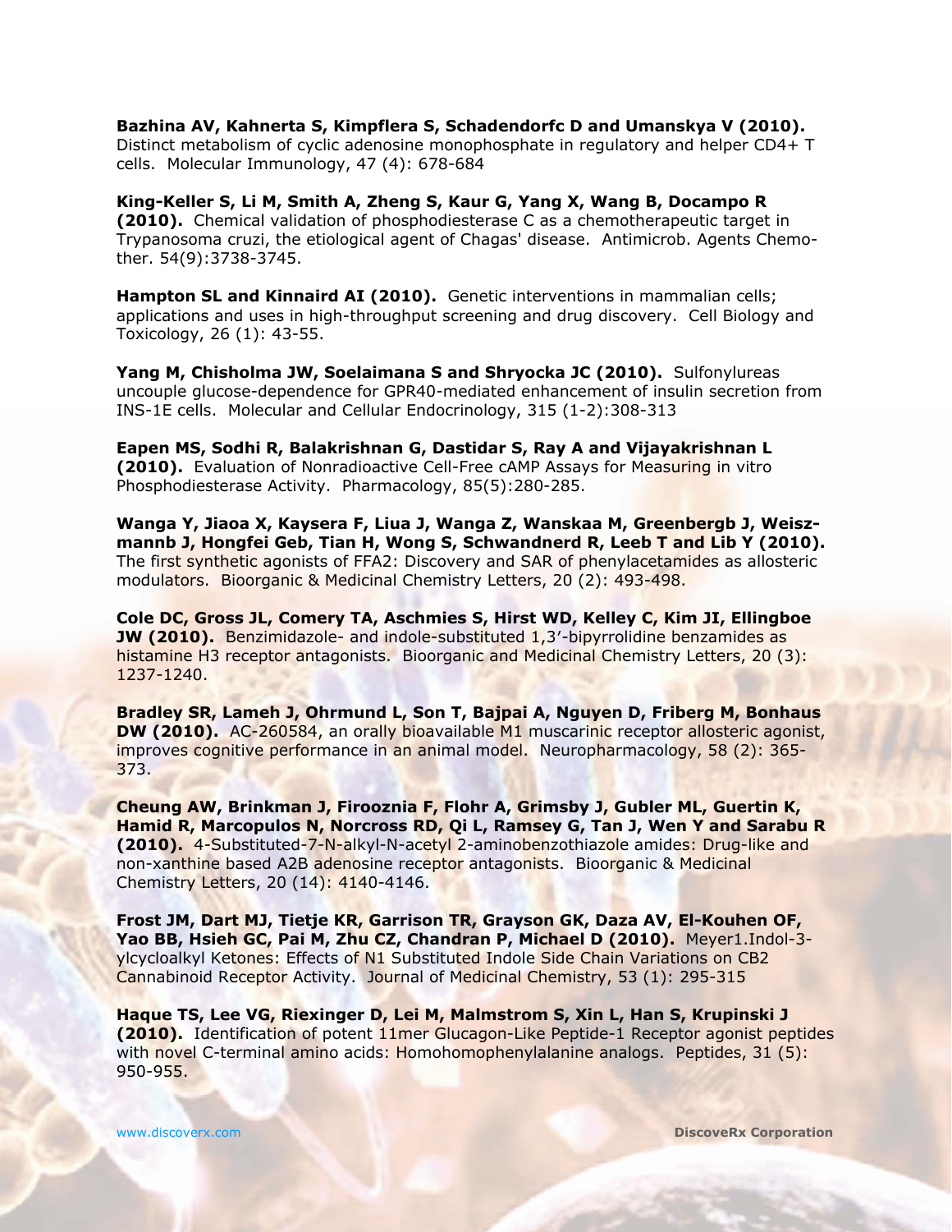**Bazhina AV, Kahnerta S, Kimpflera S, Schadendorfc D and Umanskya V (2010).** Distinct metabolism of cyclic adenosine monophosphate in regulatory and helper CD4+ T cells. Molecular Immunology, 47 (4): 678-684

**King-Keller S, Li M, Smith A, Zheng S, Kaur G, Yang X, Wang B, Docampo R (2010).** Chemical validation of phosphodiesterase C as a chemotherapeutic target in Trypanosoma cruzi, the etiological agent of Chagas' disease. Antimicrob. Agents Chemother. 54(9):3738-3745.

**Hampton SL and Kinnaird AI (2010).** Genetic interventions in mammalian cells; applications and uses in high-throughput screening and drug discovery. Cell Biology and Toxicology, 26 (1): 43-55.

**Yang M, Chisholma JW, Soelaimana S and Shryocka JC (2010).** Sulfonylureas uncouple glucose-dependence for GPR40-mediated enhancement of insulin secretion from INS-1E cells. Molecular and Cellular Endocrinology, 315 (1-2):308-313

**Eapen MS, Sodhi R, Balakrishnan G, Dastidar S, Ray A and Vijayakrishnan L (2010).** Evaluation of Nonradioactive Cell-Free cAMP Assays for Measuring in vitro Phosphodiesterase Activity. Pharmacology, 85(5):280-285.

**Wanga Y, Jiaoa X, Kaysera F, Liua J, Wanga Z, Wanskaa M, Greenbergb J, Weiszmannb J, Hongfei Geb, Tian H, Wong S, Schwandnerd R, Leeb T and Lib Y (2010).** The first synthetic agonists of FFA2: Discovery and SAR of phenylacetamides as allosteric modulators. Bioorganic & Medicinal Chemistry Letters, 20 (2): 493-498.

**Cole DC, Gross JL, Comery TA, Aschmies S, Hirst WD, Kelley C, Kim JI, Ellingboe JW (2010).** Benzimidazole- and indole-substituted 1,3′-bipyrrolidine benzamides as histamine H3 receptor antagonists. Bioorganic and Medicinal Chemistry Letters, 20 (3): 1237-1240.

**Bradley SR, Lameh J, Ohrmund L, Son T, Bajpai A, Nguyen D, Friberg M, Bonhaus DW (2010).** AC-260584, an orally bioavailable M1 muscarinic receptor allosteric agonist, improves cognitive performance in an animal model. Neuropharmacology, 58 (2): 365-373.

**Cheung AW, Brinkman J, Firooznia F, Flohr A, Grimsby J, Gubler ML, Guertin K, Hamid R, Marcopulos N, Norcross RD, Qi L, Ramsey G, Tan J, Wen Y and Sarabu R (2010).** 4-Substituted-7-N-alkyl-N-acetyl 2-aminobenzothiazole amides: Drug-like and non-xanthine based A2B adenosine receptor antagonists. Bioorganic & Medicinal Chemistry Letters, 20 (14): 4140-4146.

**Frost JM, Dart MJ, Tietje KR, Garrison TR, Grayson GK, Daza AV, El-Kouhen OF, Yao BB, Hsieh GC, Pai M, Zhu CZ, Chandran P, Michael D (2010).** Meyer1.Indol-3-ylcycloalkyl Ketones: Effects of N1 Substituted Indole Side Chain Variations on CB2 Cannabinoid Receptor Activity. Journal of Medicinal Chemistry, 53 (1): 295-315

**Haque TS, Lee VG, Riexinger D, Lei M, Malmstrom S, Xin L, Han S, Krupinski J (2010).** Identification of potent 11mer Glucagon-Like Peptide-1 Receptor agonist peptides with novel C-terminal amino acids: Homohomophenylalanine analogs. Peptides, 31 (5): 950-955.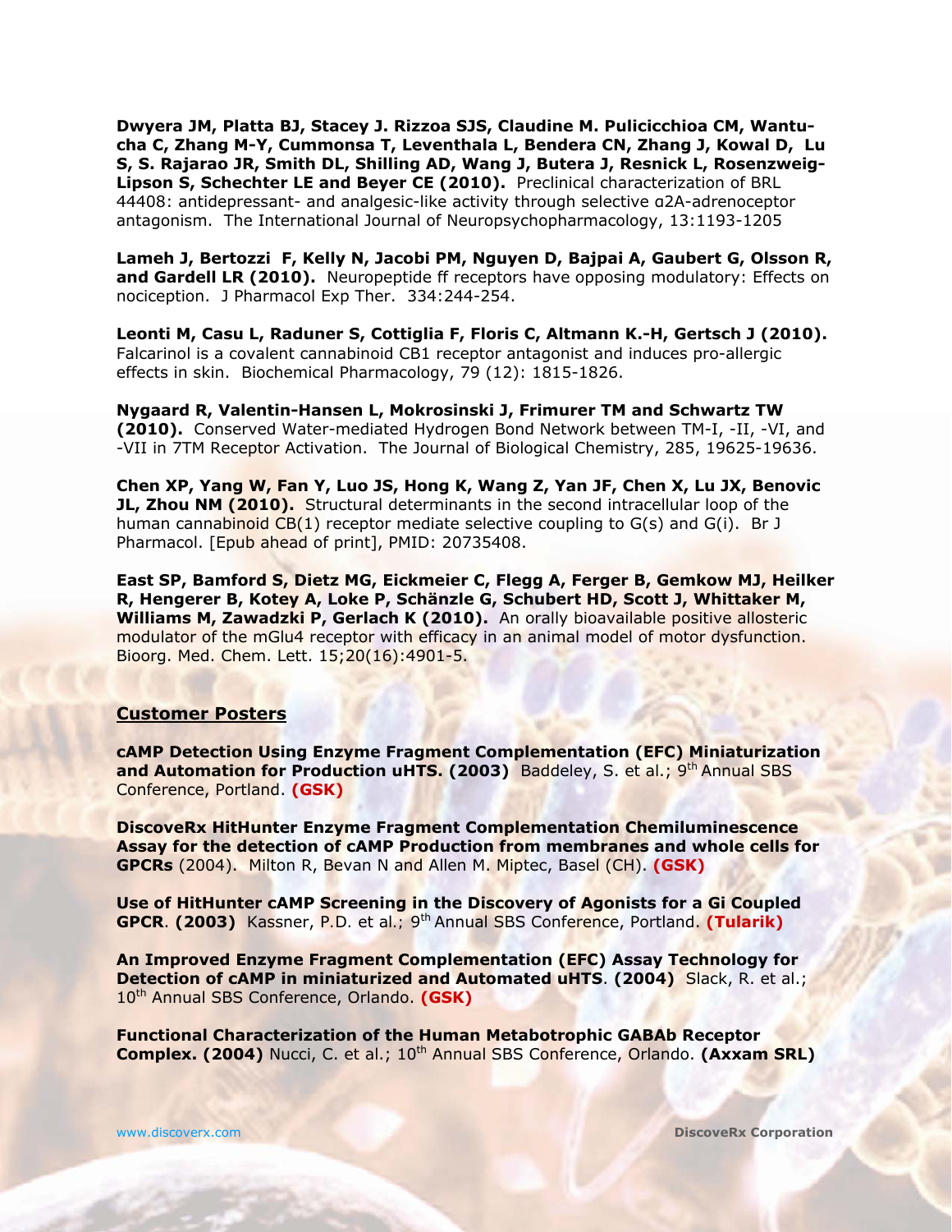**Dwyera JM, Platta BJ, Stacey J. Rizzoa SJS, Claudine M. Pulicicchioa CM, Wantucha C, Zhang M-Y, Cummonsa T, Leventhala L, Bendera CN, Zhang J, Kowal D, Lu S, S. Rajarao JR, Smith DL, Shilling AD, Wang J, Butera J, Resnick L, Rosenzweig-Lipson S, Schechter LE and Beyer CE (2010).** Preclinical characterization of BRL 44408: antidepressant- and analgesic-like activity through selective α2A-adrenoceptor antagonism. The International Journal of Neuropsychopharmacology, 13:1193-1205

**Lameh J, Bertozzi F, Kelly N, Jacobi PM, Nguyen D, Bajpai A, Gaubert G, Olsson R, and Gardell LR (2010).** Neuropeptide ff receptors have opposing modulatory: Effects on nociception. J Pharmacol Exp Ther. 334:244-254.

**Leonti M, Casu L, Raduner S, Cottiglia F, Floris C, Altmann K.-H, Gertsch J (2010).** Falcarinol is a covalent cannabinoid CB1 receptor antagonist and induces pro-allergic effects in skin. Biochemical Pharmacology, 79 (12): 1815-1826.

**Nygaard R, Valentin-Hansen L, Mokrosinski J, Frimurer TM and Schwartz TW (2010).** Conserved Water-mediated Hydrogen Bond Network between TM-I, -II, -VI, and -VII in 7TM Receptor Activation. The Journal of Biological Chemistry, 285, 19625-19636.

**Chen XP, Yang W, Fan Y, Luo JS, Hong K, Wang Z, Yan JF, Chen X, Lu JX, Benovic JL, Zhou NM (2010).** Structural determinants in the second intracellular loop of the human cannabinoid CB(1) receptor mediate selective coupling to G(s) and G(i). Br J Pharmacol. [Epub ahead of print], PMID: 20735408.

**East SP, Bamford S, Dietz MG, Eickmeier C, Flegg A, Ferger B, Gemkow MJ, Heilker R, Hengerer B, Kotey A, Loke P, Schänzle G, Schubert HD, Scott J, Whittaker M, Williams M, Zawadzki P, Gerlach K (2010).** An orally bioavailable positive allosteric modulator of the mGlu4 receptor with efficacy in an animal model of motor dysfunction. Bioorg. Med. Chem. Lett. 15;20(16):4901-5.

## Customer Posters

**cAMP Detection Using Enzyme Fragment Complementation (EFC) Miniaturization and Automation for Production uHTS. (2003)** Baddeley, S. et al.; 9th Annual SBS Conference, Portland. **(GSK)**

**DiscoveRx HitHunter Enzyme Fragment Complementation Chemiluminescence Assay for the detection of cAMP Production from membranes and whole cells for GPCRs** (2004). Milton R, Bevan N and Allen M. Miptec, Basel (CH). **(GSK)**

**Use of HitHunter cAMP Screening in the Discovery of Agonists for a Gi Coupled GPCR**. **(2003)** Kassner, P.D. et al.; 9th Annual SBS Conference, Portland. **(Tularik)**

**An Improved Enzyme Fragment Complementation (EFC) Assay Technology for Detection of cAMP in miniaturized and Automated uHTS**. **(2004)** Slack, R. et al.; 10th Annual SBS Conference, Orlando. **(GSK)**

**Functional Characterization of the Human Metabotrophic GABAb Receptor Complex. (2004)** Nucci, C. et al.; 10th Annual SBS Conference, Orlando. **(Axxam SRL)**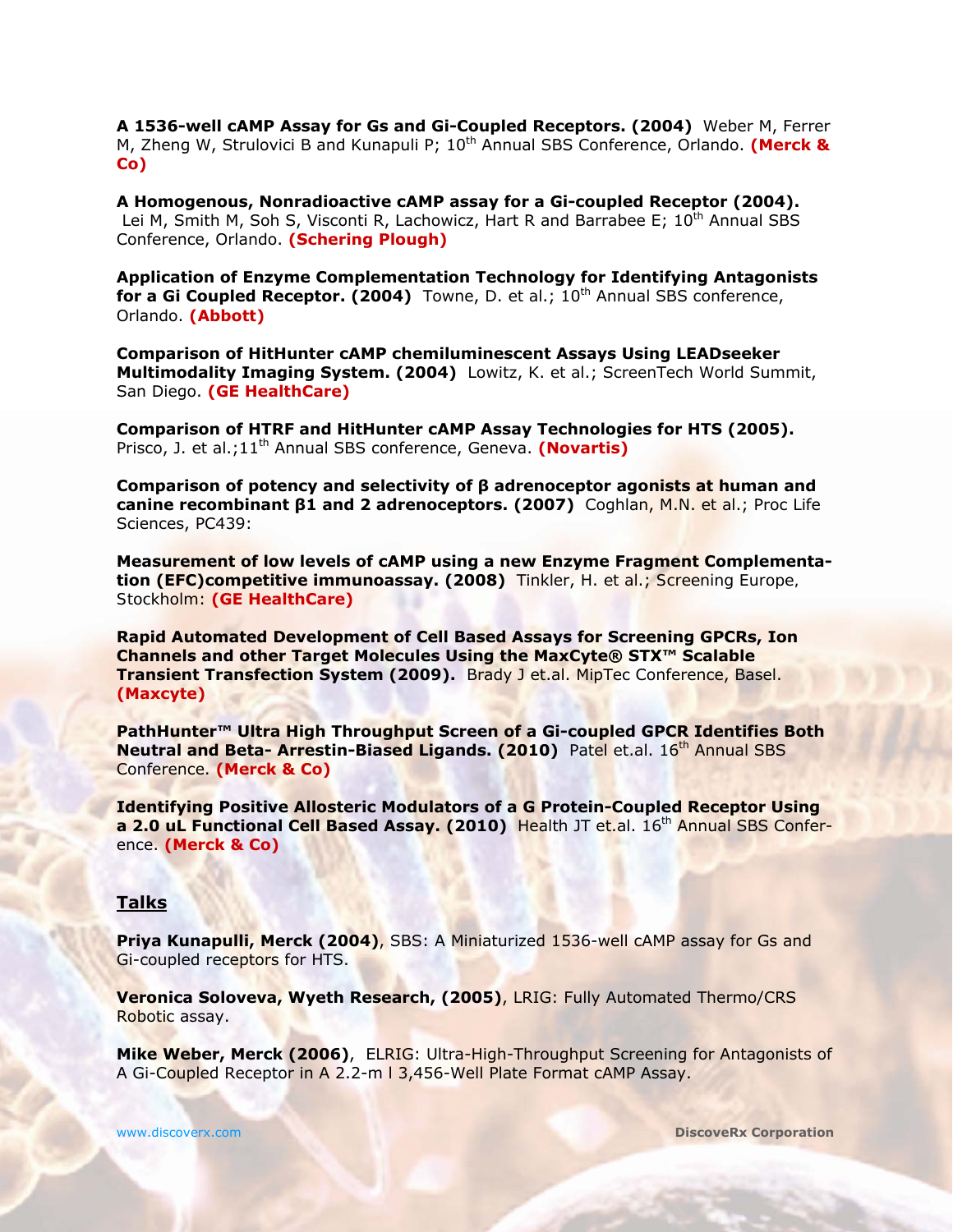**A 1536-well cAMP Assay for Gs and Gi-Coupled Receptors. (2004)** Weber M, Ferrer M, Zheng W, Strulovici B and Kunapuli P; 10th Annual SBS Conference, Orlando. **(Merck & Co)**

**A Homogenous, Nonradioactive cAMP assay for a Gi-coupled Receptor (2004).** Lei M, Smith M, Soh S, Visconti R, Lachowicz, Hart R and Barrabee E; 10th Annual SBS Conference, Orlando. **(Schering Plough)**

**Application of Enzyme Complementation Technology for Identifying Antagonists for a Gi Coupled Receptor. (2004)** Towne, D. et al.; 10th Annual SBS conference, Orlando. **(Abbott)**

**Comparison of HitHunter cAMP chemiluminescent Assays Using LEADseeker Multimodality Imaging System. (2004)** Lowitz, K. et al.; ScreenTech World Summit, San Diego. **(GE HealthCare)**

**Comparison of HTRF and HitHunter cAMP Assay Technologies for HTS (2005).** Prisco, J. et al.;11th Annual SBS conference, Geneva. **(Novartis)**

**Comparison of potency and selectivity of β adrenoceptor agonists at human and canine recombinant β1 and 2 adrenoceptors. (2007)** Coghlan, M.N. et al.; Proc Life Sciences, PC439:

**Measurement of low levels of cAMP using a new Enzyme Fragment Complementation (EFC)competitive immunoassay. (2008)** Tinkler, H. et al.; Screening Europe, Stockholm: **(GE HealthCare)**

**Rapid Automated Development of Cell Based Assays for Screening GPCRs, Ion Channels and other Target Molecules Using the MaxCyte® STX™ Scalable Transient Transfection System (2009).** Brady J et.al. MipTec Conference, Basel. **(Maxcyte)**

**PathHunter™ Ultra High Throughput Screen of a Gi-coupled GPCR Identifies Both Neutral and Beta- Arrestin-Biased Ligands. (2010)** Patel et.al. 16th Annual SBS Conference. **(Merck & Co)**

**Identifying Positive Allosteric Modulators of a G Protein-Coupled Receptor Using a 2.0 uL Functional Cell Based Assay. (2010)** Health JT et.al. 16th Annual SBS Conference. **(Merck & Co)**

## Talks

**Priya Kunapulli, Merck (2004)**, SBS: A Miniaturized 1536-well cAMP assay for Gs and Gi-coupled receptors for HTS.

**Veronica Soloveva, Wyeth Research, (2005)**, LRIG: Fully Automated Thermo/CRS Robotic assay.

**Mike Weber, Merck (2006)**, ELRIG: Ultra-High-Throughput Screening for Antagonists of A Gi-Coupled Receptor in A 2.2-m l 3,456-Well Plate Format cAMP Assay.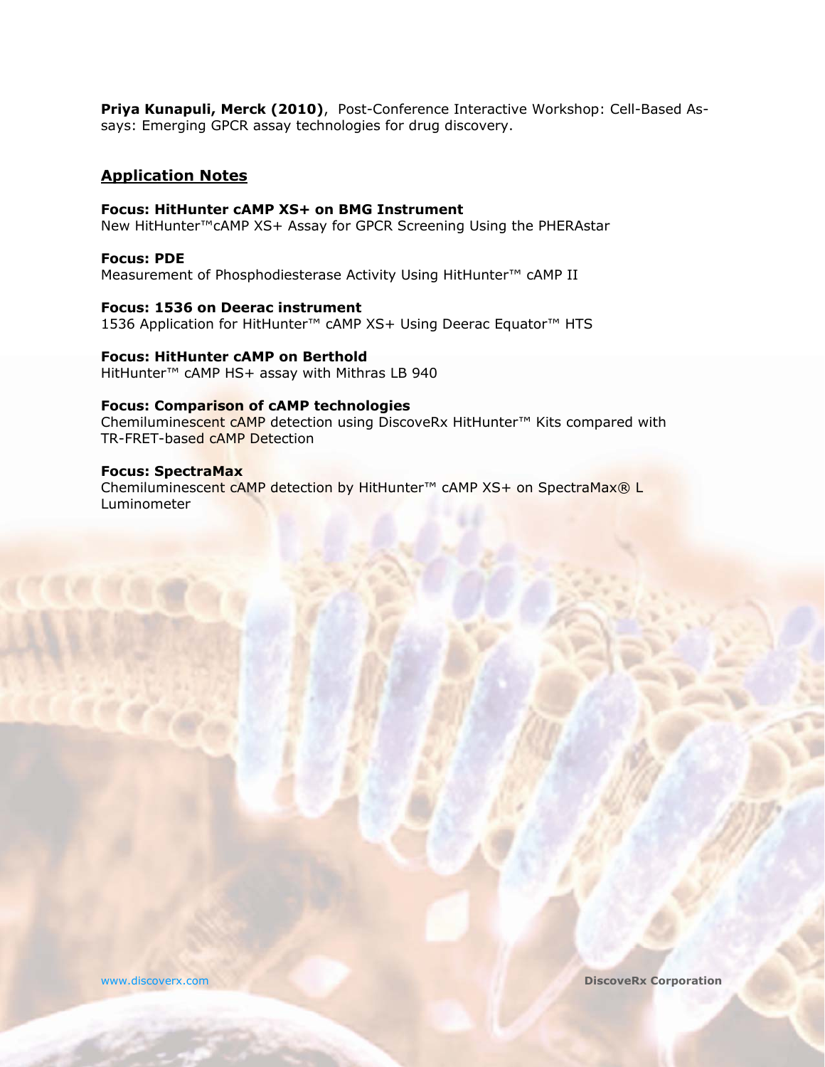**Priya Kunapuli, Merck (2010)**, Post-Conference Interactive Workshop: Cell-Based Assays: Emerging GPCR assay technologies for drug discovery.

## Application Notes

**Focus: HitHunter cAMP XS+ on BMG Instrument**
New HitHunter™cAMP XS+ Assay for GPCR Screening Using the PHERAstar

**Focus: PDE**
Measurement of Phosphodiesterase Activity Using HitHunter™ cAMP II

**Focus: 1536 on Deerac instrument**
1536 Application for HitHunter™ cAMP XS+ Using Deerac Equator™ HTS

**Focus: HitHunter cAMP on Berthold**
HitHunter™ cAMP HS+ assay with Mithras LB 940

**Focus: Comparison of cAMP technologies**
Chemiluminescent cAMP detection using DiscoveRx HitHunter™ Kits compared with TR-FRET-based cAMP Detection

**Focus: SpectraMax**
Chemiluminescent cAMP detection by HitHunter™ cAMP XS+ on SpectraMax® L Luminometer